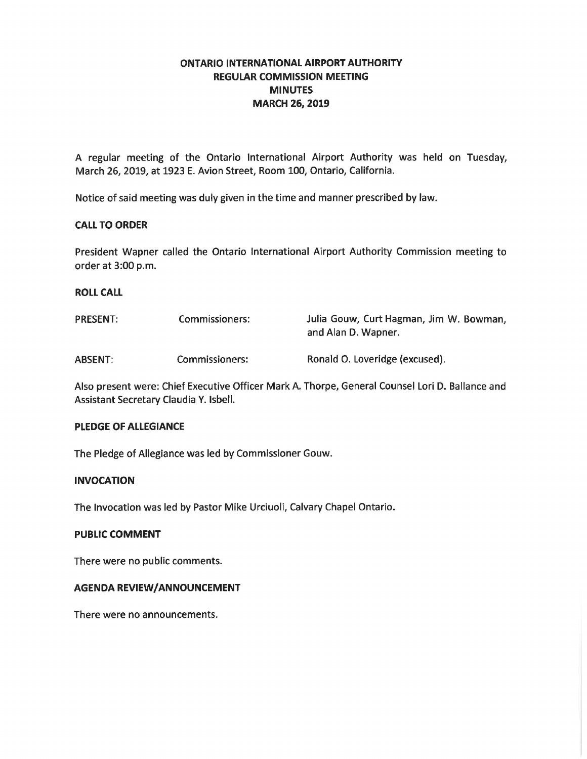# ONTARIO INTERNATIONAL AIRPORT AUTHORITY
## REGULAR COMMISSION MEETING
## MINUTES
## MARCH 26, 2019

A regular meeting of the Ontario International Airport Authority was held on Tuesday, March 26, 2019, at 1923 E. Avion Street, Room 100, Ontario, California.

Notice of said meeting was duly given in the time and manner prescribed by law.

### CALL TO ORDER

President Wapner called the Ontario International Airport Authority Commission meeting to order at 3:00 p.m.

### ROLL CALL

| | | |
|---|---|---|
| PRESENT: | Commissioners: | Julia Gouw, Curt Hagman, Jim W. Bowman, and Alan D. Wapner. |
| ABSENT: | Commissioners: | Ronald O. Loveridge (excused). |

Also present were: Chief Executive Officer Mark A. Thorpe, General Counsel Lori D. Ballance and Assistant Secretary Claudia Y. Isbell.

### PLEDGE OF ALLEGIANCE

The Pledge of Allegiance was led by Commissioner Gouw.

### INVOCATION

The Invocation was led by Pastor Mike Urciuoli, Calvary Chapel Ontario.

### PUBLIC COMMENT

There were no public comments.

### AGENDA REVIEW/ANNOUNCEMENT

There were no announcements.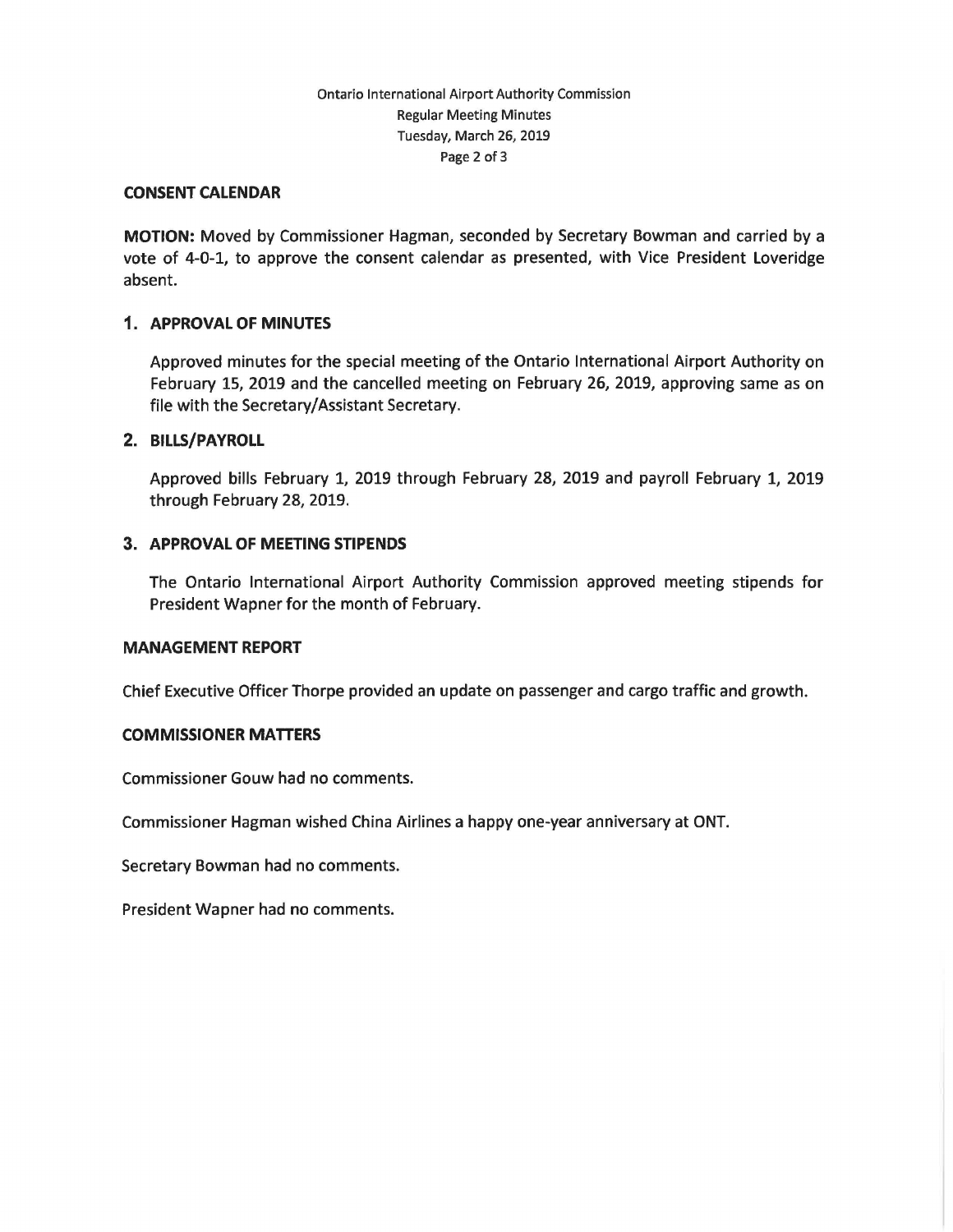## CONSENT CALENDAR

**MOTION:** Moved by Commissioner Hagman, seconded by Secretary Bowman and carried by a vote of 4-0-1, to approve the consent calendar as presented, with Vice President Loveridge absent.

### 1. APPROVAL OF MINUTES

Approved minutes for the special meeting of the Ontario International Airport Authority on February 15, 2019 and the cancelled meeting on February 26, 2019, approving same as on file with the Secretary/Assistant Secretary.

### 2. BILLS/PAYROLL

Approved bills February 1, 2019 through February 28, 2019 and payroll February 1, 2019 through February 28, 2019.

### 3. APPROVAL OF MEETING STIPENDS

The Ontario International Airport Authority Commission approved meeting stipends for President Wapner for the month of February.

## MANAGEMENT REPORT

Chief Executive Officer Thorpe provided an update on passenger and cargo traffic and growth.

## COMMISSIONER MATTERS

Commissioner Gouw had no comments.

Commissioner Hagman wished China Airlines a happy one-year anniversary at ONT.

Secretary Bowman had no comments.

President Wapner had no comments.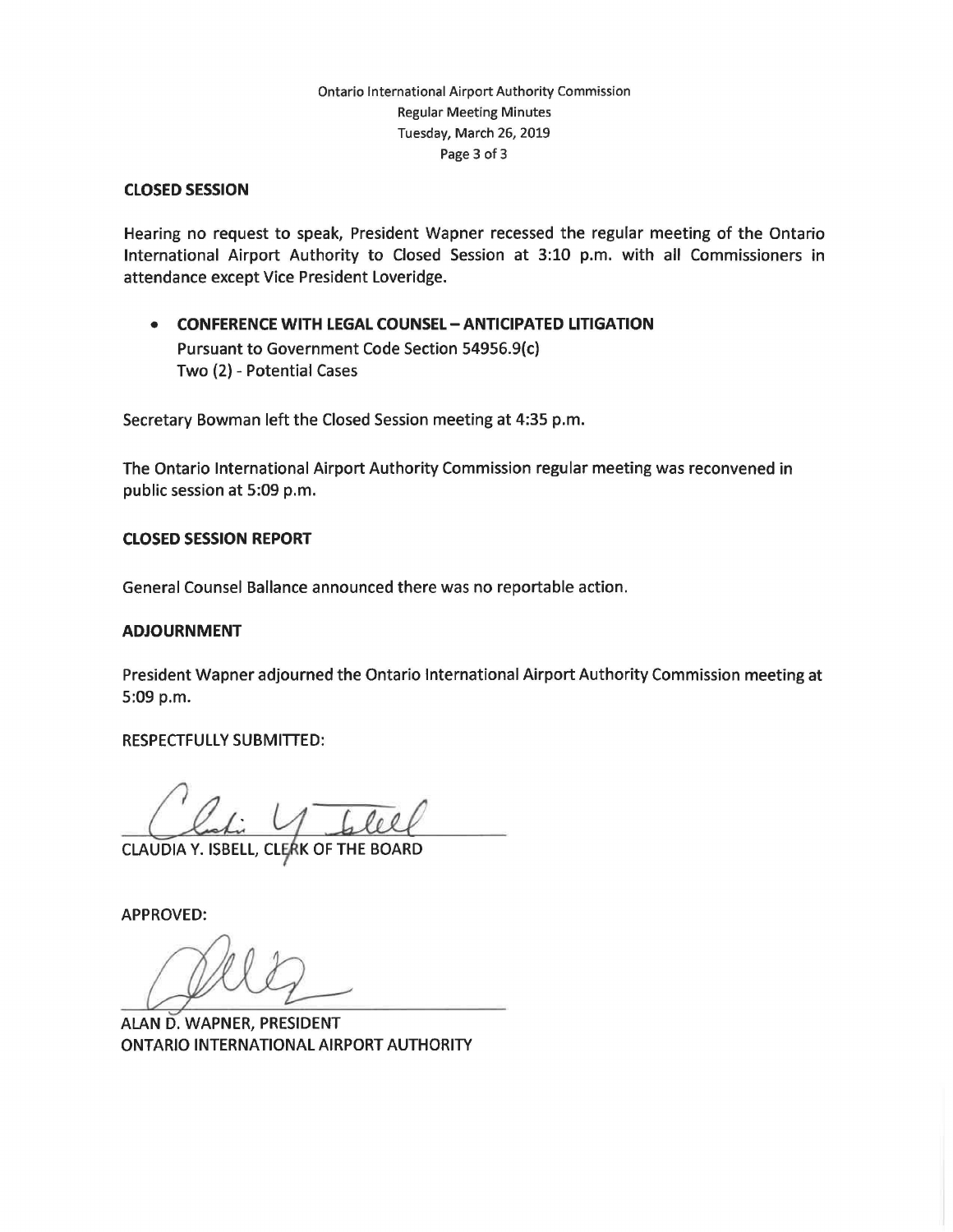## CLOSED SESSION

Hearing no request to speak, President Wapner recessed the regular meeting of the Ontario International Airport Authority to Closed Session at 3:10 p.m. with all Commissioners in attendance except Vice President Loveridge.

- **CONFERENCE WITH LEGAL COUNSEL – ANTICIPATED LITIGATION**
  Pursuant to Government Code Section 54956.9(c)
  Two (2) - Potential Cases

Secretary Bowman left the Closed Session meeting at 4:35 p.m.

The Ontario International Airport Authority Commission regular meeting was reconvened in public session at 5:09 p.m.

## CLOSED SESSION REPORT

General Counsel Ballance announced there was no reportable action.

## ADJOURNMENT

President Wapner adjourned the Ontario International Airport Authority Commission meeting at 5:09 p.m.

RESPECTFULLY SUBMITTED:

CLAUDIA Y. ISBELL, CLERK OF THE BOARD

APPROVED:

ALAN D. WAPNER, PRESIDENT
ONTARIO INTERNATIONAL AIRPORT AUTHORITY